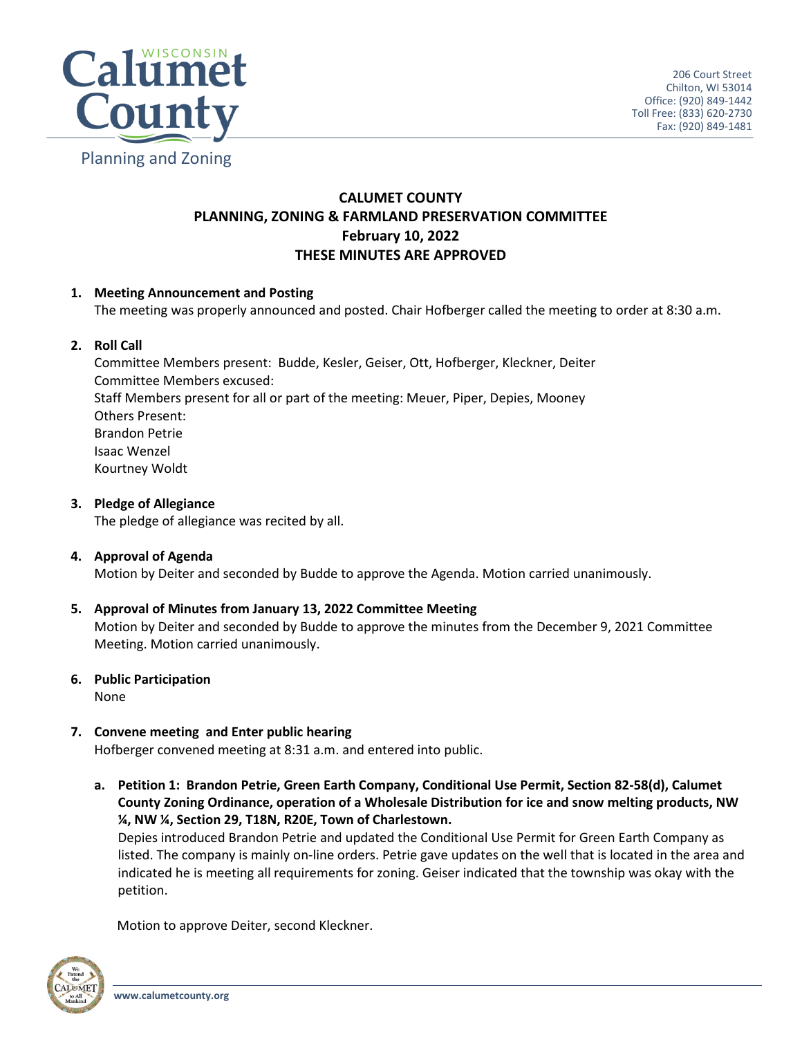Planning and Zoning

206 Court Street
Chilton, WI 53014
Office: (920) 849-1442
Toll Free: (833) 620-2730
Fax: (920) 849-1481

# CALUMET COUNTY
# PLANNING, ZONING & FARMLAND PRESERVATION COMMITTEE
## February 10, 2022
## THESE MINUTES ARE APPROVED

1. **Meeting Announcement and Posting**
   The meeting was properly announced and posted. Chair Hofberger called the meeting to order at 8:30 a.m.

2. **Roll Call**
   Committee Members present: Budde, Kesler, Geiser, Ott, Hofberger, Kleckner, Deiter
   Committee Members excused:
   Staff Members present for all or part of the meeting: Meuer, Piper, Depies, Mooney
   Others Present:
   Brandon Petrie
   Isaac Wenzel
   Kourtney Woldt

3. **Pledge of Allegiance**
   The pledge of allegiance was recited by all.

4. **Approval of Agenda**
   Motion by Deiter and seconded by Budde to approve the Agenda. Motion carried unanimously.

5. **Approval of Minutes from January 13, 2022 Committee Meeting**
   Motion by Deiter and seconded by Budde to approve the minutes from the December 9, 2021 Committee Meeting. Motion carried unanimously.

6. **Public Participation**
   None

7. **Convene meeting and Enter public hearing**
   Hofberger convened meeting at 8:31 a.m. and entered into public.

   a. **Petition 1: Brandon Petrie, Green Earth Company, Conditional Use Permit, Section 82-58(d), Calumet County Zoning Ordinance, operation of a Wholesale Distribution for ice and snow melting products, NW ¼, NW ¼, Section 29, T18N, R20E, Town of Charlestown.**
   Depies introduced Brandon Petrie and updated the Conditional Use Permit for Green Earth Company as listed. The company is mainly on-line orders. Petrie gave updates on the well that is located in the area and indicated he is meeting all requirements for zoning. Geiser indicated that the township was okay with the petition.

   Motion to approve Deiter, second Kleckner.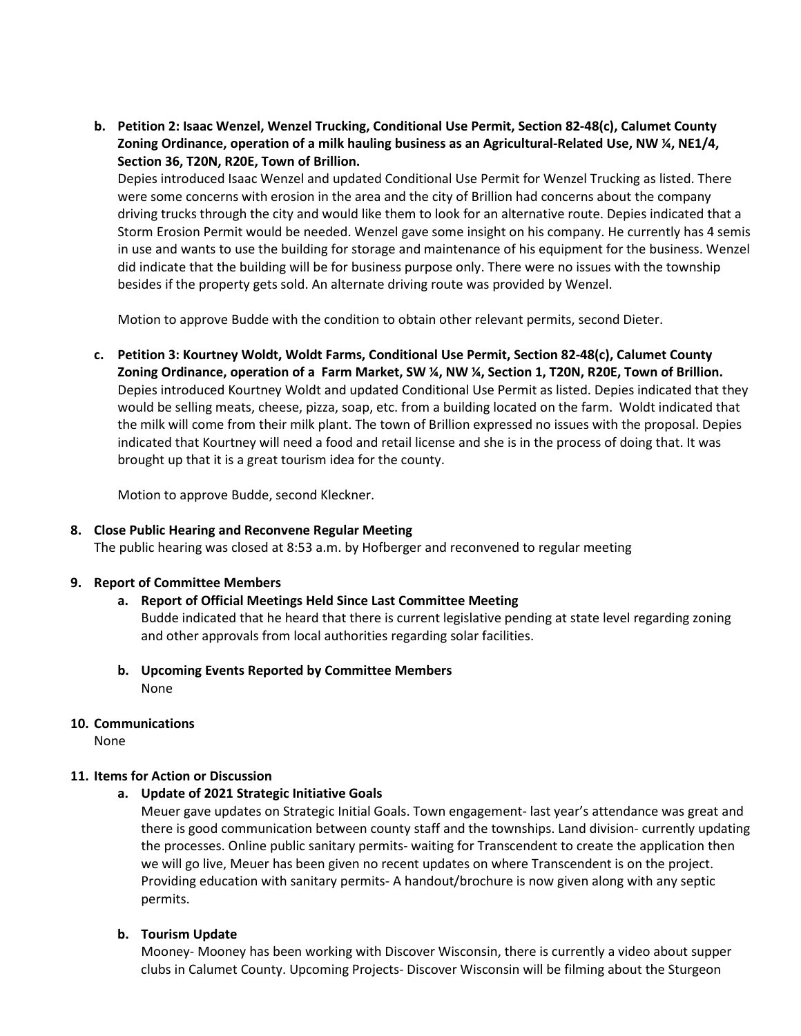**b. Petition 2: Isaac Wenzel, Wenzel Trucking, Conditional Use Permit, Section 82-48(c), Calumet County Zoning Ordinance, operation of a milk hauling business as an Agricultural-Related Use, NW ¼, NE1/4, Section 36, T20N, R20E, Town of Brillion.**

Depies introduced Isaac Wenzel and updated Conditional Use Permit for Wenzel Trucking as listed. There were some concerns with erosion in the area and the city of Brillion had concerns about the company driving trucks through the city and would like them to look for an alternative route. Depies indicated that a Storm Erosion Permit would be needed. Wenzel gave some insight on his company. He currently has 4 semis in use and wants to use the building for storage and maintenance of his equipment for the business. Wenzel did indicate that the building will be for business purpose only. There were no issues with the township besides if the property gets sold. An alternate driving route was provided by Wenzel.

Motion to approve Budde with the condition to obtain other relevant permits, second Dieter.

**c. Petition 3: Kourtney Woldt, Woldt Farms, Conditional Use Permit, Section 82-48(c), Calumet County Zoning Ordinance, operation of a Farm Market, SW ¼, NW ¼, Section 1, T20N, R20E, Town of Brillion.**

Depies introduced Kourtney Woldt and updated Conditional Use Permit as listed. Depies indicated that they would be selling meats, cheese, pizza, soap, etc. from a building located on the farm. Woldt indicated that the milk will come from their milk plant. The town of Brillion expressed no issues with the proposal. Depies indicated that Kourtney will need a food and retail license and she is in the process of doing that. It was brought up that it is a great tourism idea for the county.

Motion to approve Budde, second Kleckner.

**8. Close Public Hearing and Reconvene Regular Meeting**

The public hearing was closed at 8:53 a.m. by Hofberger and reconvened to regular meeting

**9. Report of Committee Members**

**a. Report of Official Meetings Held Since Last Committee Meeting**

Budde indicated that he heard that there is current legislative pending at state level regarding zoning and other approvals from local authorities regarding solar facilities.

**b. Upcoming Events Reported by Committee Members**

None

**10. Communications**

None

**11. Items for Action or Discussion**

**a. Update of 2021 Strategic Initiative Goals**

Meuer gave updates on Strategic Initial Goals. Town engagement- last year's attendance was great and there is good communication between county staff and the townships. Land division- currently updating the processes. Online public sanitary permits- waiting for Transcendent to create the application then we will go live, Meuer has been given no recent updates on where Transcendent is on the project. Providing education with sanitary permits- A handout/brochure is now given along with any septic permits.

**b. Tourism Update**

Mooney- Mooney has been working with Discover Wisconsin, there is currently a video about supper clubs in Calumet County. Upcoming Projects- Discover Wisconsin will be filming about the Sturgeon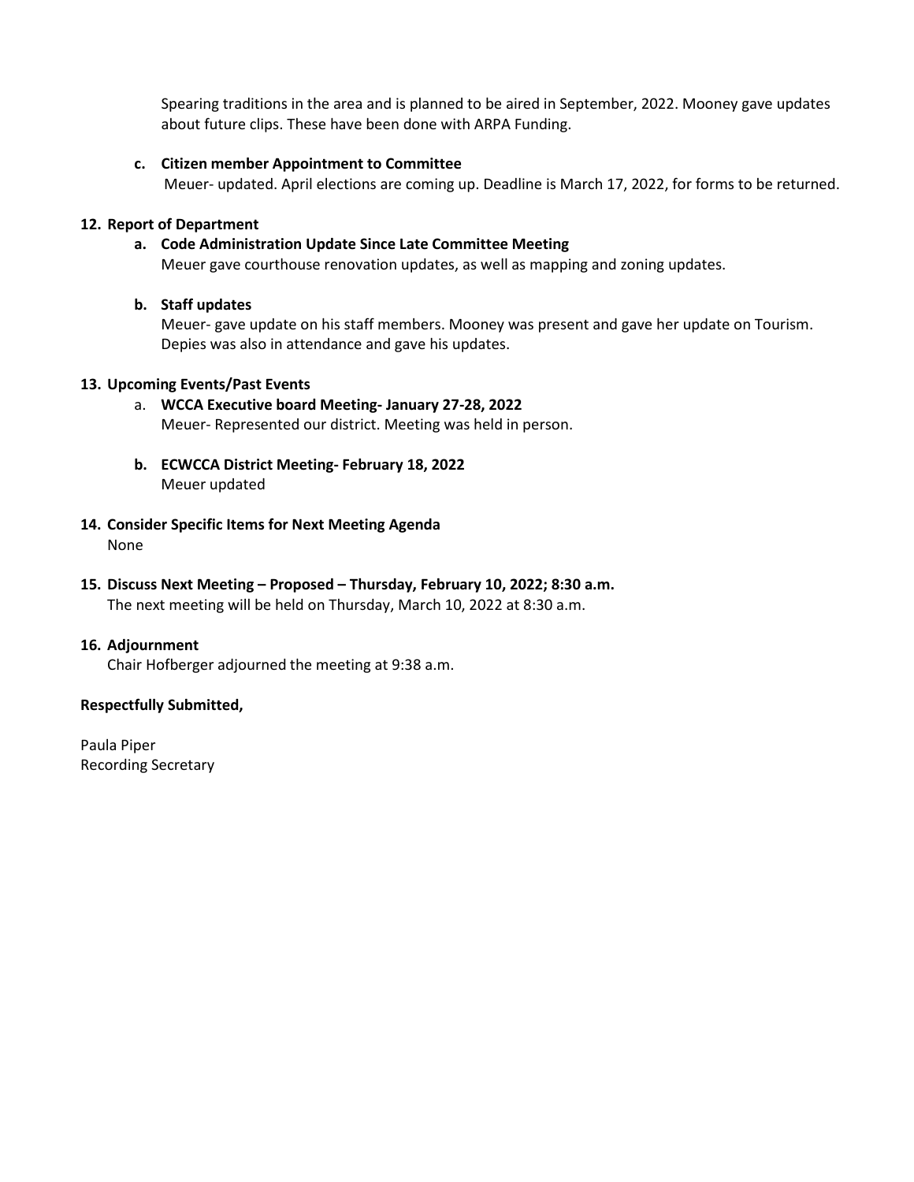Spearing traditions in the area and is planned to be aired in September, 2022. Mooney gave updates about future clips. These have been done with ARPA Funding.

**c. Citizen member Appointment to Committee**

Meuer- updated. April elections are coming up. Deadline is March 17, 2022, for forms to be returned.

**12. Report of Department**

**a. Code Administration Update Since Late Committee Meeting**

Meuer gave courthouse renovation updates, as well as mapping and zoning updates.

**b. Staff updates**

Meuer- gave update on his staff members. Mooney was present and gave her update on Tourism. Depies was also in attendance and gave his updates.

**13. Upcoming Events/Past Events**

a. **WCCA Executive board Meeting- January 27-28, 2022**

Meuer- Represented our district. Meeting was held in person.

**b. ECWCCA District Meeting- February 18, 2022**

Meuer updated

**14. Consider Specific Items for Next Meeting Agenda**

None

**15. Discuss Next Meeting – Proposed – Thursday, February 10, 2022; 8:30 a.m.**

The next meeting will be held on Thursday, March 10, 2022 at 8:30 a.m.

**16. Adjournment**

Chair Hofberger adjourned the meeting at 9:38 a.m.

**Respectfully Submitted,**

Paula Piper
Recording Secretary